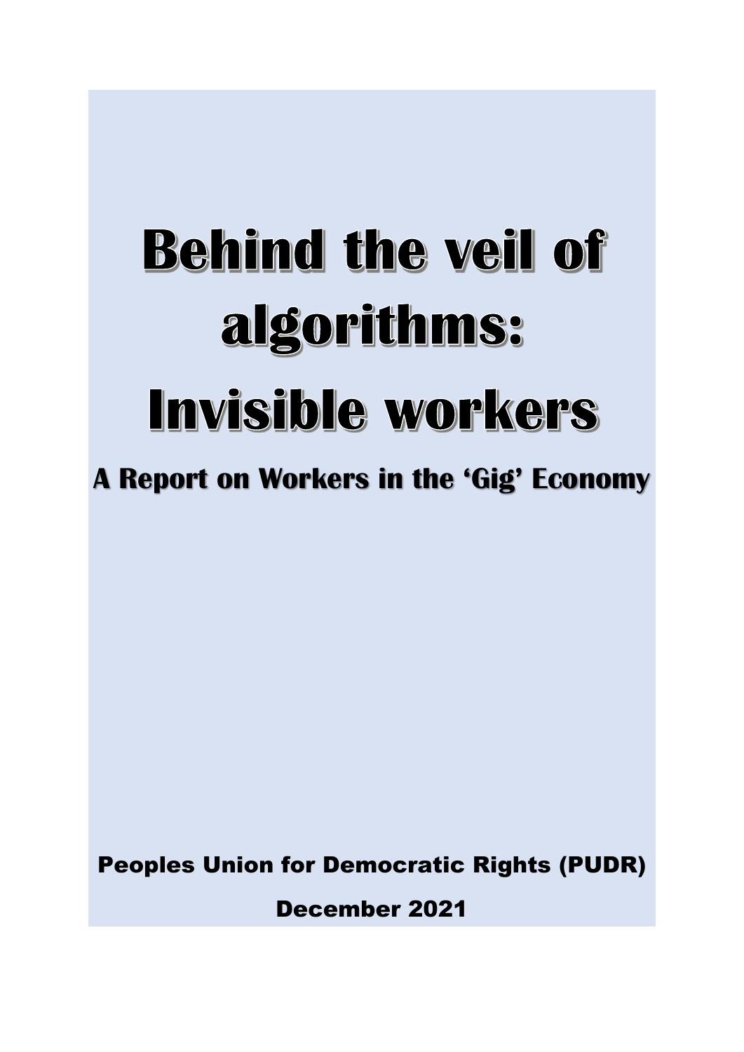# Behind the veil of algorithms: Invisible workers

## A Report on Workers in the 'Gig' Economy

Peoples Union for Democratic Rights (PUDR)

December 2021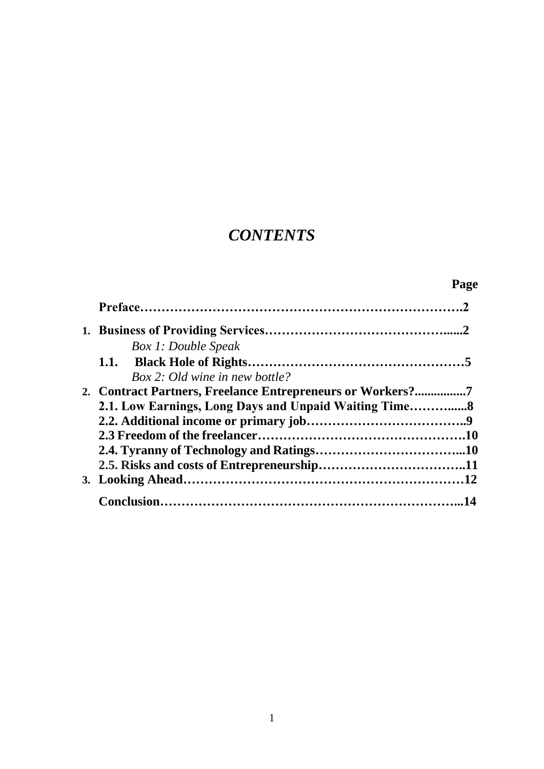# *CONTENTS*

| | Page |
|---|---|
| **Preface** | **2** |
| **1. Business of Providing Services** | **2** |
| *Box 1: Double Speak* | |
| **1.1. Black Hole of Rights** | **5** |
| *Box 2: Old wine in new bottle?* | |
| **2. Contract Partners, Freelance Entrepreneurs or Workers?** | **7** |
| **2.1. Low Earnings, Long Days and Unpaid Waiting Time** | **8** |
| **2.2. Additional income or primary job** | **9** |
| **2.3 Freedom of the freelancer** | **10** |
| **2.4. Tyranny of Technology and Ratings** | **10** |
| **2.5. Risks and costs of Entrepreneurship** | **11** |
| **3. Looking Ahead** | **12** |
| **Conclusion** | **14** |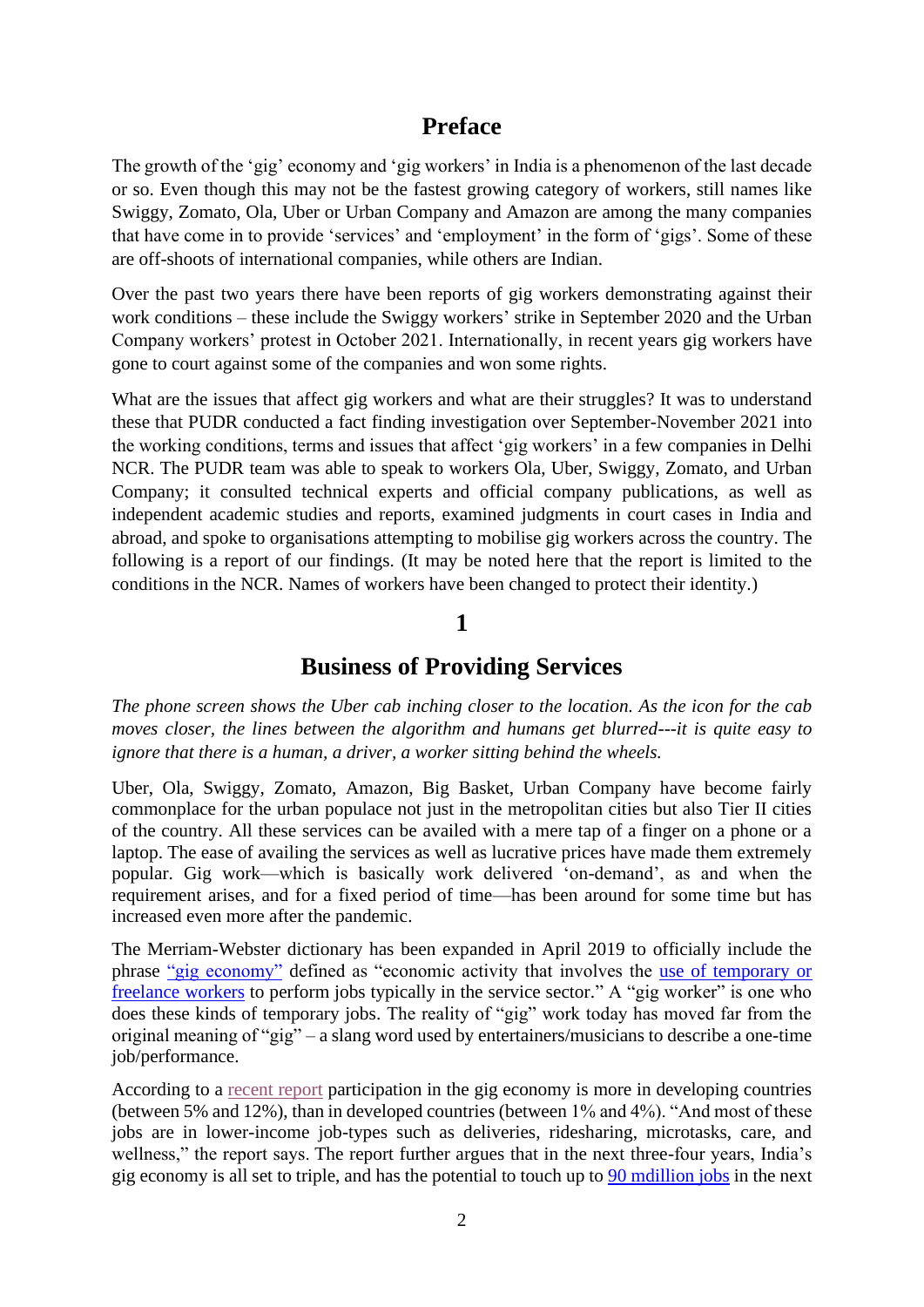# Preface

The growth of the 'gig' economy and 'gig workers' in India is a phenomenon of the last decade or so. Even though this may not be the fastest growing category of workers, still names like Swiggy, Zomato, Ola, Uber or Urban Company and Amazon are among the many companies that have come in to provide 'services' and 'employment' in the form of 'gigs'. Some of these are off-shoots of international companies, while others are Indian.

Over the past two years there have been reports of gig workers demonstrating against their work conditions – these include the Swiggy workers' strike in September 2020 and the Urban Company workers' protest in October 2021. Internationally, in recent years gig workers have gone to court against some of the companies and won some rights.

What are the issues that affect gig workers and what are their struggles? It was to understand these that PUDR conducted a fact finding investigation over September-November 2021 into the working conditions, terms and issues that affect 'gig workers' in a few companies in Delhi NCR. The PUDR team was able to speak to workers Ola, Uber, Swiggy, Zomato, and Urban Company; it consulted technical experts and official company publications, as well as independent academic studies and reports, examined judgments in court cases in India and abroad, and spoke to organisations attempting to mobilise gig workers across the country. The following is a report of our findings. (It may be noted here that the report is limited to the conditions in the NCR. Names of workers have been changed to protect their identity.)

# 1

## Business of Providing Services

*The phone screen shows the Uber cab inching closer to the location. As the icon for the cab moves closer, the lines between the algorithm and humans get blurred---it is quite easy to ignore that there is a human, a driver, a worker sitting behind the wheels.*

Uber, Ola, Swiggy, Zomato, Amazon, Big Basket, Urban Company have become fairly commonplace for the urban populace not just in the metropolitan cities but also Tier II cities of the country. All these services can be availed with a mere tap of a finger on a phone or a laptop. The ease of availing the services as well as lucrative prices have made them extremely popular. Gig work—which is basically work delivered 'on-demand', as and when the requirement arises, and for a fixed period of time—has been around for some time but has increased even more after the pandemic.

The Merriam-Webster dictionary has been expanded in April 2019 to officially include the phrase "gig economy" defined as "economic activity that involves the use of temporary or freelance workers to perform jobs typically in the service sector." A "gig worker" is one who does these kinds of temporary jobs. The reality of "gig" work today has moved far from the original meaning of "gig" – a slang word used by entertainers/musicians to describe a one-time job/performance.

According to a recent report participation in the gig economy is more in developing countries (between 5% and 12%), than in developed countries (between 1% and 4%). "And most of these jobs are in lower-income job-types such as deliveries, ridesharing, microtasks, care, and wellness," the report says. The report further argues that in the next three-four years, India's gig economy is all set to triple, and has the potential to touch up to 90 mdillion jobs in the next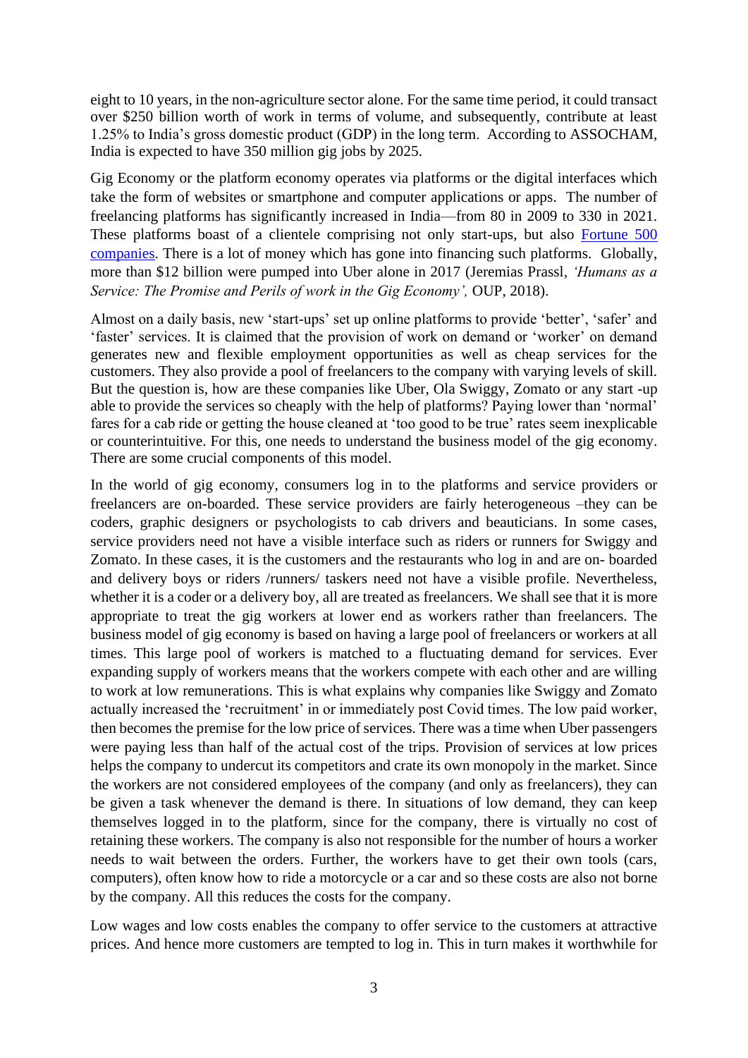eight to 10 years, in the non-agriculture sector alone. For the same time period, it could transact over $250 billion worth of work in terms of volume, and subsequently, contribute at least 1.25% to India's gross domestic product (GDP) in the long term. According to ASSOCHAM, India is expected to have 350 million gig jobs by 2025.

Gig Economy or the platform economy operates via platforms or the digital interfaces which take the form of websites or smartphone and computer applications or apps. The number of freelancing platforms has significantly increased in India—from 80 in 2009 to 330 in 2021. These platforms boast of a clientele comprising not only start-ups, but also Fortune 500 companies. There is a lot of money which has gone into financing such platforms. Globally, more than $12 billion were pumped into Uber alone in 2017 (Jeremias Prassl, *'Humans as a Service: The Promise and Perils of work in the Gig Economy'*, OUP, 2018).

Almost on a daily basis, new 'start-ups' set up online platforms to provide 'better', 'safer' and 'faster' services. It is claimed that the provision of work on demand or 'worker' on demand generates new and flexible employment opportunities as well as cheap services for the customers. They also provide a pool of freelancers to the company with varying levels of skill. But the question is, how are these companies like Uber, Ola Swiggy, Zomato or any start -up able to provide the services so cheaply with the help of platforms? Paying lower than 'normal' fares for a cab ride or getting the house cleaned at 'too good to be true' rates seem inexplicable or counterintuitive. For this, one needs to understand the business model of the gig economy. There are some crucial components of this model.

In the world of gig economy, consumers log in to the platforms and service providers or freelancers are on-boarded. These service providers are fairly heterogeneous –they can be coders, graphic designers or psychologists to cab drivers and beauticians. In some cases, service providers need not have a visible interface such as riders or runners for Swiggy and Zomato. In these cases, it is the customers and the restaurants who log in and are on- boarded and delivery boys or riders /runners/ taskers need not have a visible profile. Nevertheless, whether it is a coder or a delivery boy, all are treated as freelancers. We shall see that it is more appropriate to treat the gig workers at lower end as workers rather than freelancers. The business model of gig economy is based on having a large pool of freelancers or workers at all times. This large pool of workers is matched to a fluctuating demand for services. Ever expanding supply of workers means that the workers compete with each other and are willing to work at low remunerations. This is what explains why companies like Swiggy and Zomato actually increased the 'recruitment' in or immediately post Covid times. The low paid worker, then becomes the premise for the low price of services. There was a time when Uber passengers were paying less than half of the actual cost of the trips. Provision of services at low prices helps the company to undercut its competitors and crate its own monopoly in the market. Since the workers are not considered employees of the company (and only as freelancers), they can be given a task whenever the demand is there. In situations of low demand, they can keep themselves logged in to the platform, since for the company, there is virtually no cost of retaining these workers. The company is also not responsible for the number of hours a worker needs to wait between the orders. Further, the workers have to get their own tools (cars, computers), often know how to ride a motorcycle or a car and so these costs are also not borne by the company. All this reduces the costs for the company.

Low wages and low costs enables the company to offer service to the customers at attractive prices. And hence more customers are tempted to log in. This in turn makes it worthwhile for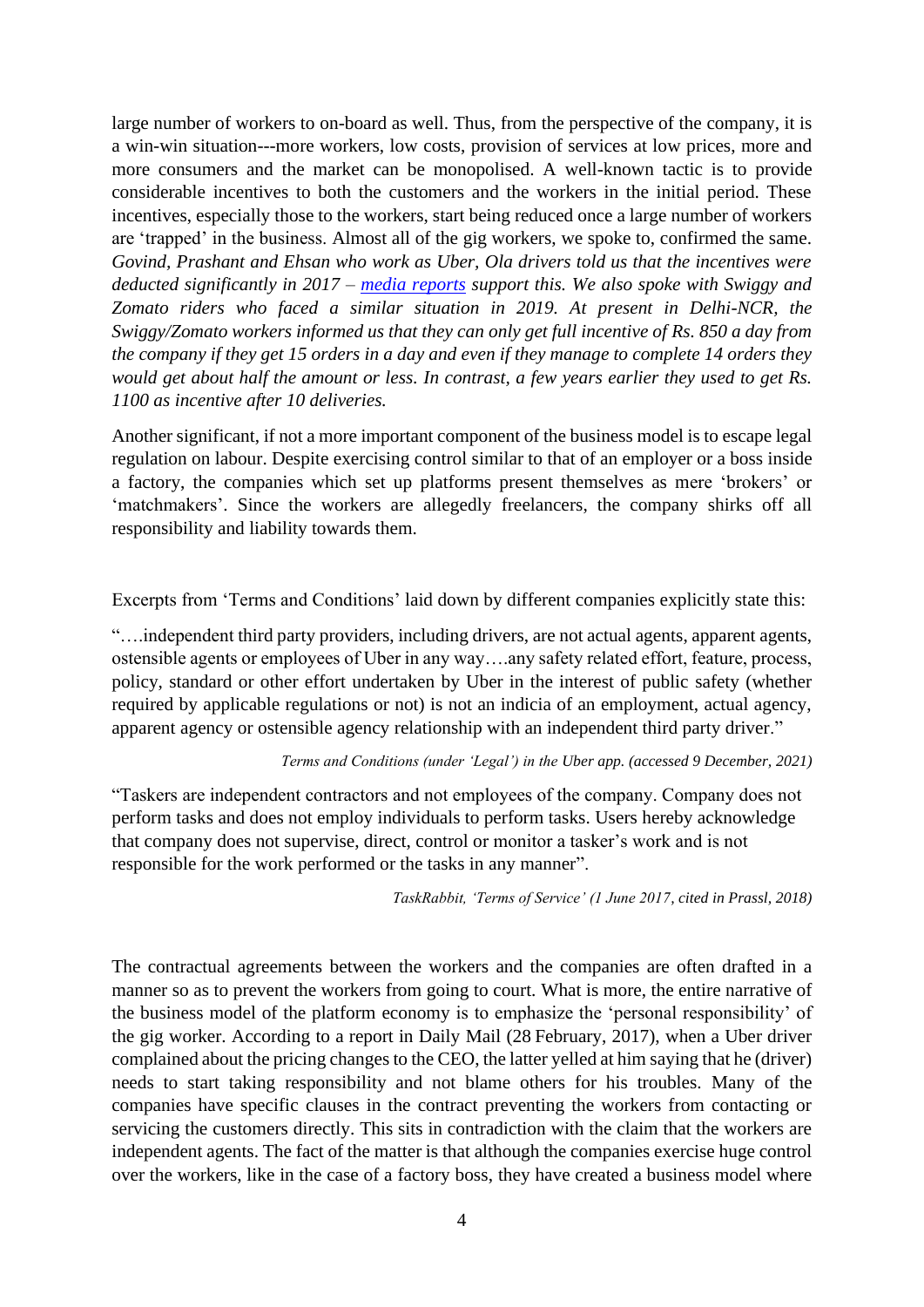large number of workers to on-board as well. Thus, from the perspective of the company, it is a win-win situation---more workers, low costs, provision of services at low prices, more and more consumers and the market can be monopolised. A well-known tactic is to provide considerable incentives to both the customers and the workers in the initial period. These incentives, especially those to the workers, start being reduced once a large number of workers are 'trapped' in the business. Almost all of the gig workers, we spoke to, confirmed the same. *Govind, Prashant and Ehsan who work as Uber, Ola drivers told us that the incentives were deducted significantly in 2017 – [media reports] support this. We also spoke with Swiggy and Zomato riders who faced a similar situation in 2019. At present in Delhi-NCR, the Swiggy/Zomato workers informed us that they can only get full incentive of Rs. 850 a day from the company if they get 15 orders in a day and even if they manage to complete 14 orders they would get about half the amount or less. In contrast, a few years earlier they used to get Rs. 1100 as incentive after 10 deliveries.*

Another significant, if not a more important component of the business model is to escape legal regulation on labour. Despite exercising control similar to that of an employer or a boss inside a factory, the companies which set up platforms present themselves as mere 'brokers' or 'matchmakers'. Since the workers are allegedly freelancers, the company shirks off all responsibility and liability towards them.

Excerpts from 'Terms and Conditions' laid down by different companies explicitly state this:

"….independent third party providers, including drivers, are not actual agents, apparent agents, ostensible agents or employees of Uber in any way….any safety related effort, feature, process, policy, standard or other effort undertaken by Uber in the interest of public safety (whether required by applicable regulations or not) is not an indicia of an employment, actual agency, apparent agency or ostensible agency relationship with an independent third party driver."

*Terms and Conditions (under 'Legal') in the Uber app. (accessed 9 December, 2021)*

"Taskers are independent contractors and not employees of the company. Company does not perform tasks and does not employ individuals to perform tasks. Users hereby acknowledge that company does not supervise, direct, control or monitor a tasker's work and is not responsible for the work performed or the tasks in any manner".

*TaskRabbit, 'Terms of Service' (1 June 2017, cited in Prassl, 2018)*

The contractual agreements between the workers and the companies are often drafted in a manner so as to prevent the workers from going to court. What is more, the entire narrative of the business model of the platform economy is to emphasize the 'personal responsibility' of the gig worker. According to a report in Daily Mail (28 February, 2017), when a Uber driver complained about the pricing changes to the CEO, the latter yelled at him saying that he (driver) needs to start taking responsibility and not blame others for his troubles. Many of the companies have specific clauses in the contract preventing the workers from contacting or servicing the customers directly. This sits in contradiction with the claim that the workers are independent agents. The fact of the matter is that although the companies exercise huge control over the workers, like in the case of a factory boss, they have created a business model where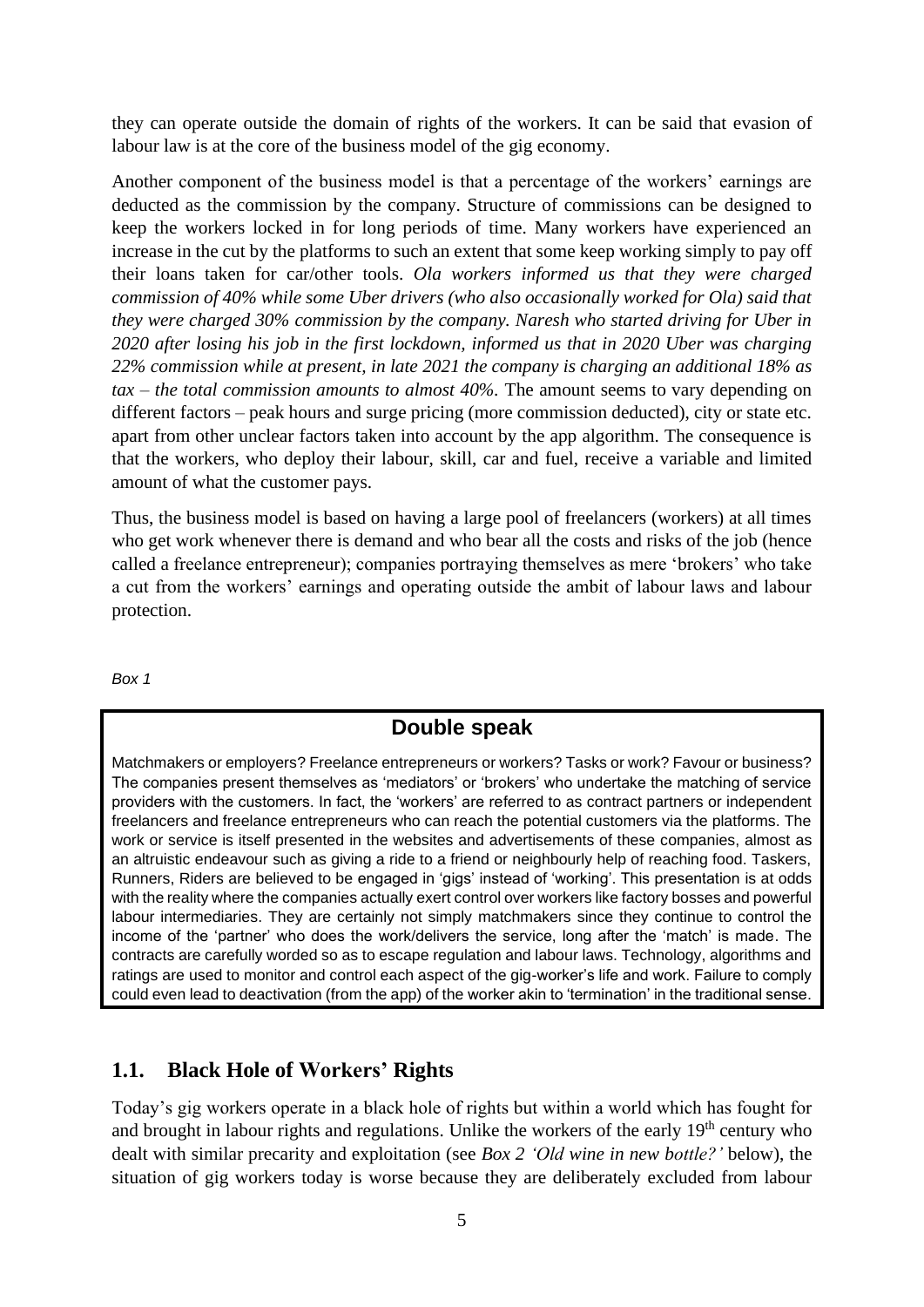they can operate outside the domain of rights of the workers. It can be said that evasion of labour law is at the core of the business model of the gig economy.

Another component of the business model is that a percentage of the workers' earnings are deducted as the commission by the company. Structure of commissions can be designed to keep the workers locked in for long periods of time. Many workers have experienced an increase in the cut by the platforms to such an extent that some keep working simply to pay off their loans taken for car/other tools. *Ola workers informed us that they were charged commission of 40% while some Uber drivers (who also occasionally worked for Ola) said that they were charged 30% commission by the company. Naresh who started driving for Uber in 2020 after losing his job in the first lockdown, informed us that in 2020 Uber was charging 22% commission while at present, in late 2021 the company is charging an additional 18% as tax – the total commission amounts to almost 40%.* The amount seems to vary depending on different factors – peak hours and surge pricing (more commission deducted), city or state etc. apart from other unclear factors taken into account by the app algorithm. The consequence is that the workers, who deploy their labour, skill, car and fuel, receive a variable and limited amount of what the customer pays.

Thus, the business model is based on having a large pool of freelancers (workers) at all times who get work whenever there is demand and who bear all the costs and risks of the job (hence called a freelance entrepreneur); companies portraying themselves as mere 'brokers' who take a cut from the workers' earnings and operating outside the ambit of labour laws and labour protection.

*Box 1*

**Double speak**

Matchmakers or employers? Freelance entrepreneurs or workers? Tasks or work? Favour or business? The companies present themselves as 'mediators' or 'brokers' who undertake the matching of service providers with the customers. In fact, the 'workers' are referred to as contract partners or independent freelancers and freelance entrepreneurs who can reach the potential customers via the platforms. The work or service is itself presented in the websites and advertisements of these companies, almost as an altruistic endeavour such as giving a ride to a friend or neighbourly help of reaching food. Taskers, Runners, Riders are believed to be engaged in 'gigs' instead of 'working'. This presentation is at odds with the reality where the companies actually exert control over workers like factory bosses and powerful labour intermediaries. They are certainly not simply matchmakers since they continue to control the income of the 'partner' who does the work/delivers the service, long after the 'match' is made. The contracts are carefully worded so as to escape regulation and labour laws. Technology, algorithms and ratings are used to monitor and control each aspect of the gig-worker's life and work. Failure to comply could even lead to deactivation (from the app) of the worker akin to 'termination' in the traditional sense.

## 1.1. Black Hole of Workers' Rights

Today's gig workers operate in a black hole of rights but within a world which has fought for and brought in labour rights and regulations. Unlike the workers of the early 19th century who dealt with similar precarity and exploitation (see *Box 2 'Old wine in new bottle?'* below), the situation of gig workers today is worse because they are deliberately excluded from labour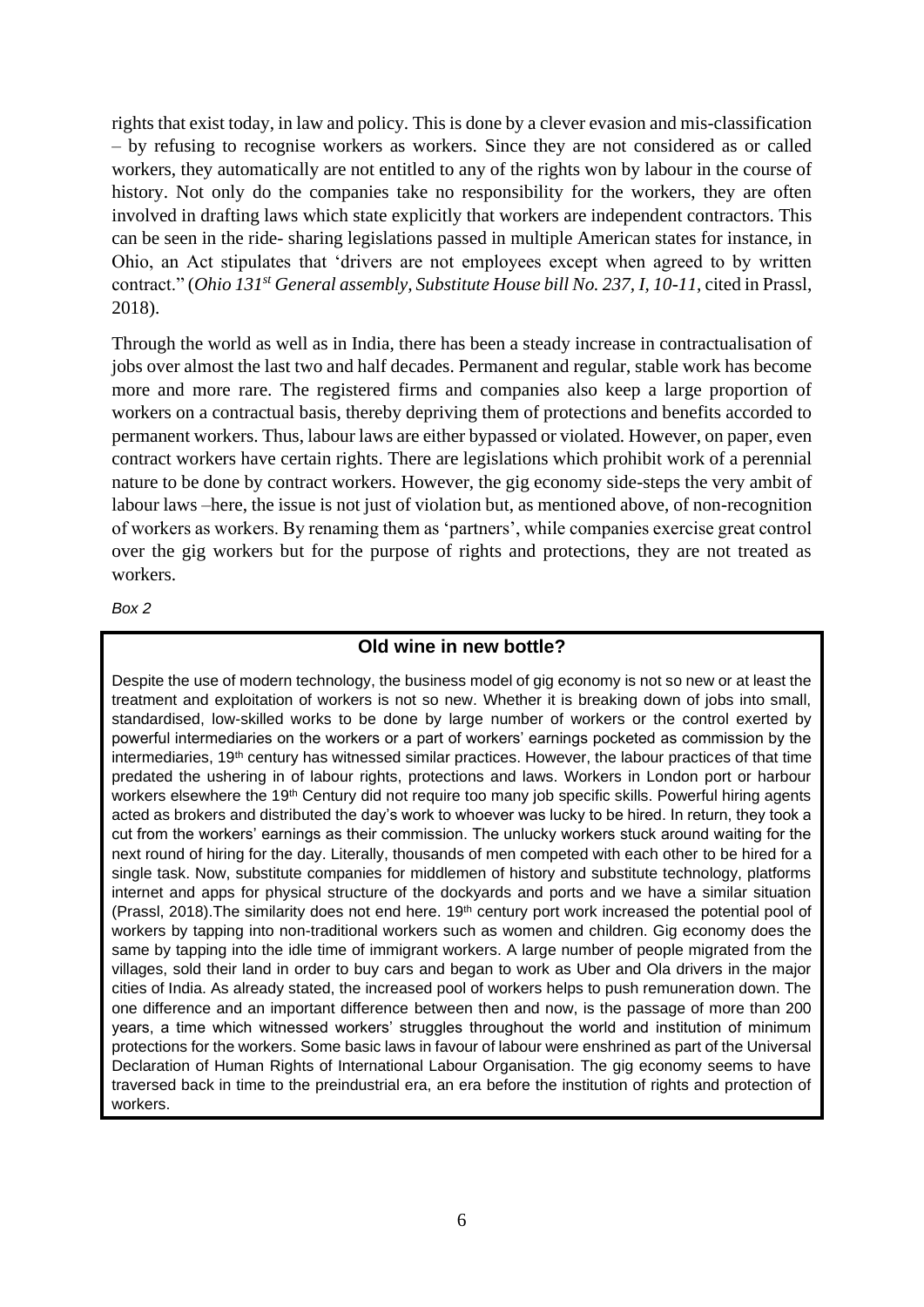rights that exist today, in law and policy. This is done by a clever evasion and mis-classification – by refusing to recognise workers as workers. Since they are not considered as or called workers, they automatically are not entitled to any of the rights won by labour in the course of history. Not only do the companies take no responsibility for the workers, they are often involved in drafting laws which state explicitly that workers are independent contractors. This can be seen in the ride- sharing legislations passed in multiple American states for instance, in Ohio, an Act stipulates that 'drivers are not employees except when agreed to by written contract." (*Ohio 131st General assembly, Substitute House bill No. 237, I, 10-11*, cited in Prassl, 2018).

Through the world as well as in India, there has been a steady increase in contractualisation of jobs over almost the last two and half decades. Permanent and regular, stable work has become more and more rare. The registered firms and companies also keep a large proportion of workers on a contractual basis, thereby depriving them of protections and benefits accorded to permanent workers. Thus, labour laws are either bypassed or violated. However, on paper, even contract workers have certain rights. There are legislations which prohibit work of a perennial nature to be done by contract workers. However, the gig economy side-steps the very ambit of labour laws –here, the issue is not just of violation but, as mentioned above, of non-recognition of workers as workers. By renaming them as 'partners', while companies exercise great control over the gig workers but for the purpose of rights and protections, they are not treated as workers.

*Box 2*

**Old wine in new bottle?**

Despite the use of modern technology, the business model of gig economy is not so new or at least the treatment and exploitation of workers is not so new. Whether it is breaking down of jobs into small, standardised, low-skilled works to be done by large number of workers or the control exerted by powerful intermediaries on the workers or a part of workers' earnings pocketed as commission by the intermediaries, 19th century has witnessed similar practices. However, the labour practices of that time predated the ushering in of labour rights, protections and laws. Workers in London port or harbour workers elsewhere the 19th Century did not require too many job specific skills. Powerful hiring agents acted as brokers and distributed the day's work to whoever was lucky to be hired. In return, they took a cut from the workers' earnings as their commission. The unlucky workers stuck around waiting for the next round of hiring for the day. Literally, thousands of men competed with each other to be hired for a single task. Now, substitute companies for middlemen of history and substitute technology, platforms internet and apps for physical structure of the dockyards and ports and we have a similar situation (Prassl, 2018).The similarity does not end here. 19th century port work increased the potential pool of workers by tapping into non-traditional workers such as women and children. Gig economy does the same by tapping into the idle time of immigrant workers. A large number of people migrated from the villages, sold their land in order to buy cars and began to work as Uber and Ola drivers in the major cities of India. As already stated, the increased pool of workers helps to push remuneration down. The one difference and an important difference between then and now, is the passage of more than 200 years, a time which witnessed workers' struggles throughout the world and institution of minimum protections for the workers. Some basic laws in favour of labour were enshrined as part of the Universal Declaration of Human Rights of International Labour Organisation. The gig economy seems to have traversed back in time to the preindustrial era, an era before the institution of rights and protection of workers.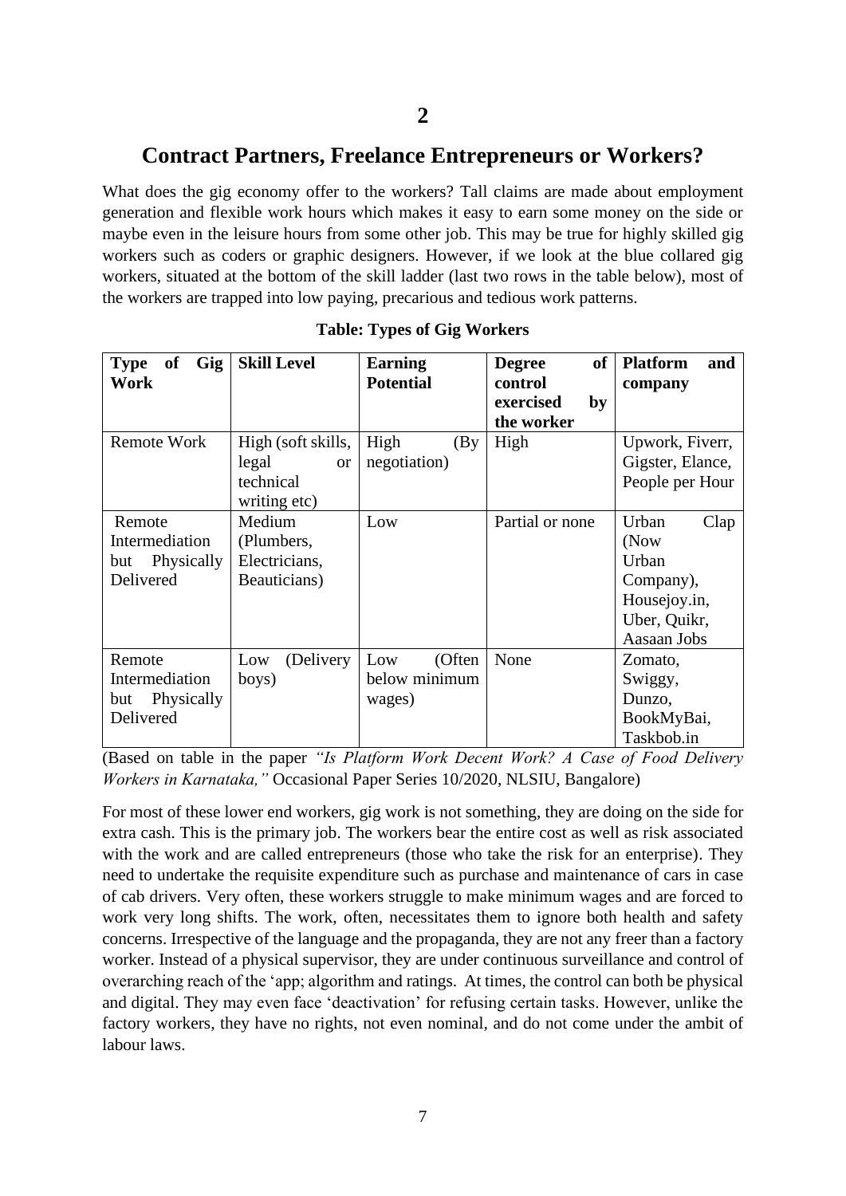# 2

## Contract Partners, Freelance Entrepreneurs or Workers?

What does the gig economy offer to the workers? Tall claims are made about employment generation and flexible work hours which makes it easy to earn some money on the side or maybe even in the leisure hours from some other job. This may be true for highly skilled gig workers such as coders or graphic designers. However, if we look at the blue collared gig workers, situated at the bottom of the skill ladder (last two rows in the table below), most of the workers are trapped into low paying, precarious and tedious work patterns.

**Table: Types of Gig Workers**

| Type of Gig Work | Skill Level | Earning Potential | Degree of control exercised by the worker | Platform and company |
|---|---|---|---|---|
| Remote Work | High (soft skills, legal or technical writing etc) | High (By negotiation) | High | Upwork, Fiverr, Gigster, Elance, People per Hour |
| Remote Intermediation but Physically Delivered | Medium (Plumbers, Electricians, Beauticians) | Low | Partial or none | Urban Clap (Now Urban Company), Housejoy.in, Uber, Quikr, Aasaan Jobs |
| Remote Intermediation but Physically Delivered | Low (Delivery boys) | Low (Often below minimum wages) | None | Zomato, Swiggy, Dunzo, BookMyBai, Taskbob.in |

(Based on table in the paper *"Is Platform Work Decent Work? A Case of Food Delivery Workers in Karnataka,"* Occasional Paper Series 10/2020, NLSIU, Bangalore)

For most of these lower end workers, gig work is not something, they are doing on the side for extra cash. This is the primary job. The workers bear the entire cost as well as risk associated with the work and are called entrepreneurs (those who take the risk for an enterprise). They need to undertake the requisite expenditure such as purchase and maintenance of cars in case of cab drivers. Very often, these workers struggle to make minimum wages and are forced to work very long shifts. The work, often, necessitates them to ignore both health and safety concerns. Irrespective of the language and the propaganda, they are not any freer than a factory worker. Instead of a physical supervisor, they are under continuous surveillance and control of overarching reach of the 'app; algorithm and ratings. At times, the control can both be physical and digital. They may even face 'deactivation' for refusing certain tasks. However, unlike the factory workers, they have no rights, not even nominal, and do not come under the ambit of labour laws.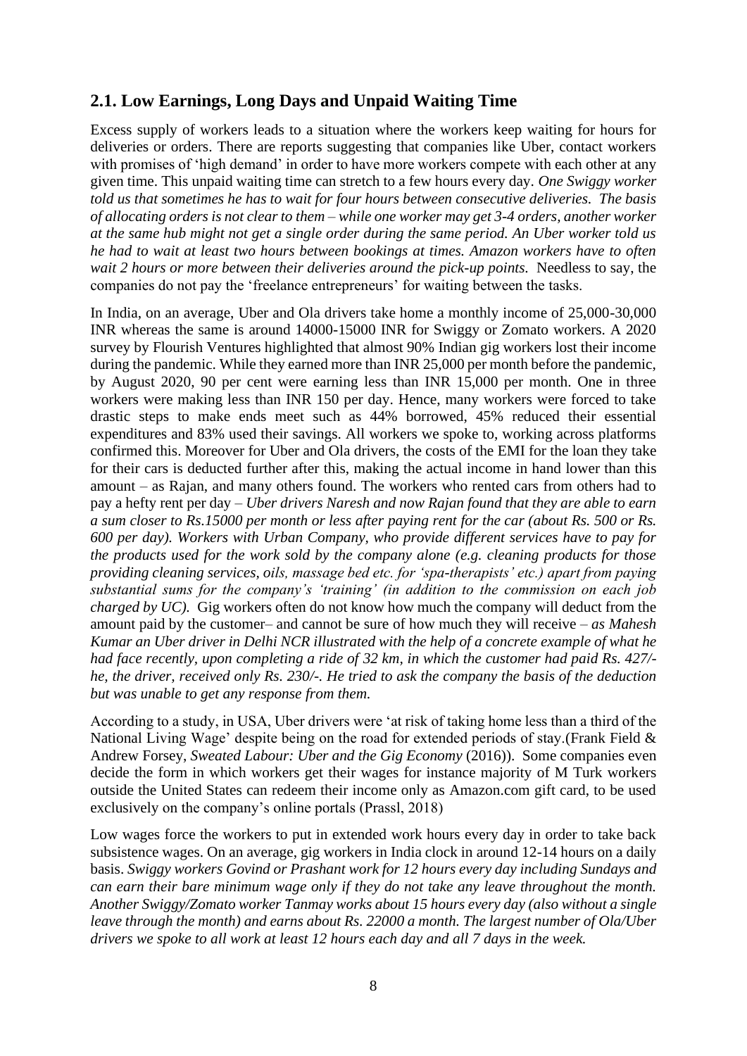## 2.1. Low Earnings, Long Days and Unpaid Waiting Time

Excess supply of workers leads to a situation where the workers keep waiting for hours for deliveries or orders. There are reports suggesting that companies like Uber, contact workers with promises of 'high demand' in order to have more workers compete with each other at any given time. This unpaid waiting time can stretch to a few hours every day. *One Swiggy worker told us that sometimes he has to wait for four hours between consecutive deliveries. The basis of allocating orders is not clear to them – while one worker may get 3-4 orders, another worker at the same hub might not get a single order during the same period. An Uber worker told us he had to wait at least two hours between bookings at times. Amazon workers have to often wait 2 hours or more between their deliveries around the pick-up points.* Needless to say, the companies do not pay the 'freelance entrepreneurs' for waiting between the tasks.

In India, on an average, Uber and Ola drivers take home a monthly income of 25,000-30,000 INR whereas the same is around 14000-15000 INR for Swiggy or Zomato workers. A 2020 survey by Flourish Ventures highlighted that almost 90% Indian gig workers lost their income during the pandemic. While they earned more than INR 25,000 per month before the pandemic, by August 2020, 90 per cent were earning less than INR 15,000 per month. One in three workers were making less than INR 150 per day. Hence, many workers were forced to take drastic steps to make ends meet such as 44% borrowed, 45% reduced their essential expenditures and 83% used their savings. All workers we spoke to, working across platforms confirmed this. Moreover for Uber and Ola drivers, the costs of the EMI for the loan they take for their cars is deducted further after this, making the actual income in hand lower than this amount – as Rajan, and many others found. The workers who rented cars from others had to pay a hefty rent per day – *Uber drivers Naresh and now Rajan found that they are able to earn a sum closer to Rs.15000 per month or less after paying rent for the car (about Rs. 500 or Rs. 600 per day). Workers with Urban Company, who provide different services have to pay for the products used for the work sold by the company alone (e.g. cleaning products for those providing cleaning services, oils, massage bed etc. for 'spa-therapists' etc.) apart from paying substantial sums for the company's 'training' (in addition to the commission on each job charged by UC).* Gig workers often do not know how much the company will deduct from the amount paid by the customer– and cannot be sure of how much they will receive – *as Mahesh Kumar an Uber driver in Delhi NCR illustrated with the help of a concrete example of what he had face recently, upon completing a ride of 32 km, in which the customer had paid Rs. 427/- he, the driver, received only Rs. 230/-. He tried to ask the company the basis of the deduction but was unable to get any response from them.*

According to a study, in USA, Uber drivers were 'at risk of taking home less than a third of the National Living Wage' despite being on the road for extended periods of stay.(Frank Field & Andrew Forsey, *Sweated Labour: Uber and the Gig Economy* (2016)). Some companies even decide the form in which workers get their wages for instance majority of M Turk workers outside the United States can redeem their income only as Amazon.com gift card, to be used exclusively on the company's online portals (Prassl, 2018)

Low wages force the workers to put in extended work hours every day in order to take back subsistence wages. On an average, gig workers in India clock in around 12-14 hours on a daily basis. *Swiggy workers Govind or Prashant work for 12 hours every day including Sundays and can earn their bare minimum wage only if they do not take any leave throughout the month. Another Swiggy/Zomato worker Tanmay works about 15 hours every day (also without a single leave through the month) and earns about Rs. 22000 a month. The largest number of Ola/Uber drivers we spoke to all work at least 12 hours each day and all 7 days in the week.*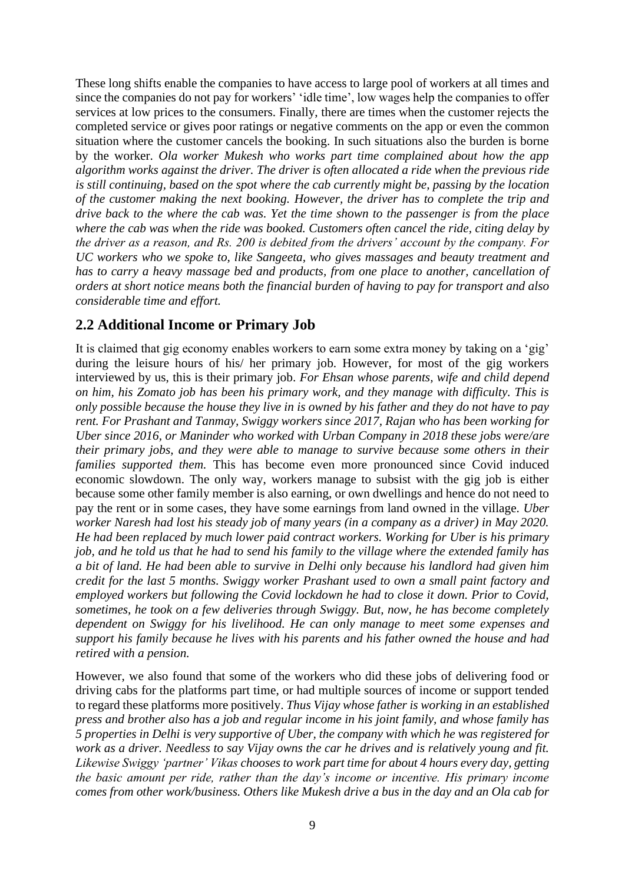These long shifts enable the companies to have access to large pool of workers at all times and since the companies do not pay for workers' 'idle time', low wages help the companies to offer services at low prices to the consumers. Finally, there are times when the customer rejects the completed service or gives poor ratings or negative comments on the app or even the common situation where the customer cancels the booking. In such situations also the burden is borne by the worker. *Ola worker Mukesh who works part time complained about how the app algorithm works against the driver. The driver is often allocated a ride when the previous ride is still continuing, based on the spot where the cab currently might be, passing by the location of the customer making the next booking. However, the driver has to complete the trip and drive back to the where the cab was. Yet the time shown to the passenger is from the place where the cab was when the ride was booked. Customers often cancel the ride, citing delay by the driver as a reason, and Rs. 200 is debited from the drivers' account by the company. For UC workers who we spoke to, like Sangeeta, who gives massages and beauty treatment and has to carry a heavy massage bed and products, from one place to another, cancellation of orders at short notice means both the financial burden of having to pay for transport and also considerable time and effort.*

## 2.2 Additional Income or Primary Job

It is claimed that gig economy enables workers to earn some extra money by taking on a 'gig' during the leisure hours of his/ her primary job. However, for most of the gig workers interviewed by us, this is their primary job. *For Ehsan whose parents, wife and child depend on him, his Zomato job has been his primary work, and they manage with difficulty. This is only possible because the house they live in is owned by his father and they do not have to pay rent. For Prashant and Tanmay, Swiggy workers since 2017, Rajan who has been working for Uber since 2016, or Maninder who worked with Urban Company in 2018 these jobs were/are their primary jobs, and they were able to manage to survive because some others in their families supported them.* This has become even more pronounced since Covid induced economic slowdown. The only way, workers manage to subsist with the gig job is either because some other family member is also earning, or own dwellings and hence do not need to pay the rent or in some cases, they have some earnings from land owned in the village. *Uber worker Naresh had lost his steady job of many years (in a company as a driver) in May 2020. He had been replaced by much lower paid contract workers. Working for Uber is his primary job, and he told us that he had to send his family to the village where the extended family has a bit of land. He had been able to survive in Delhi only because his landlord had given him credit for the last 5 months. Swiggy worker Prashant used to own a small paint factory and employed workers but following the Covid lockdown he had to close it down. Prior to Covid, sometimes, he took on a few deliveries through Swiggy. But, now, he has become completely dependent on Swiggy for his livelihood. He can only manage to meet some expenses and support his family because he lives with his parents and his father owned the house and had retired with a pension.*

However, we also found that some of the workers who did these jobs of delivering food or driving cabs for the platforms part time, or had multiple sources of income or support tended to regard these platforms more positively. *Thus Vijay whose father is working in an established press and brother also has a job and regular income in his joint family, and whose family has 5 properties in Delhi is very supportive of Uber, the company with which he was registered for work as a driver. Needless to say Vijay owns the car he drives and is relatively young and fit. Likewise Swiggy 'partner' Vikas chooses to work part time for about 4 hours every day, getting the basic amount per ride, rather than the day's income or incentive. His primary income comes from other work/business. Others like Mukesh drive a bus in the day and an Ola cab for*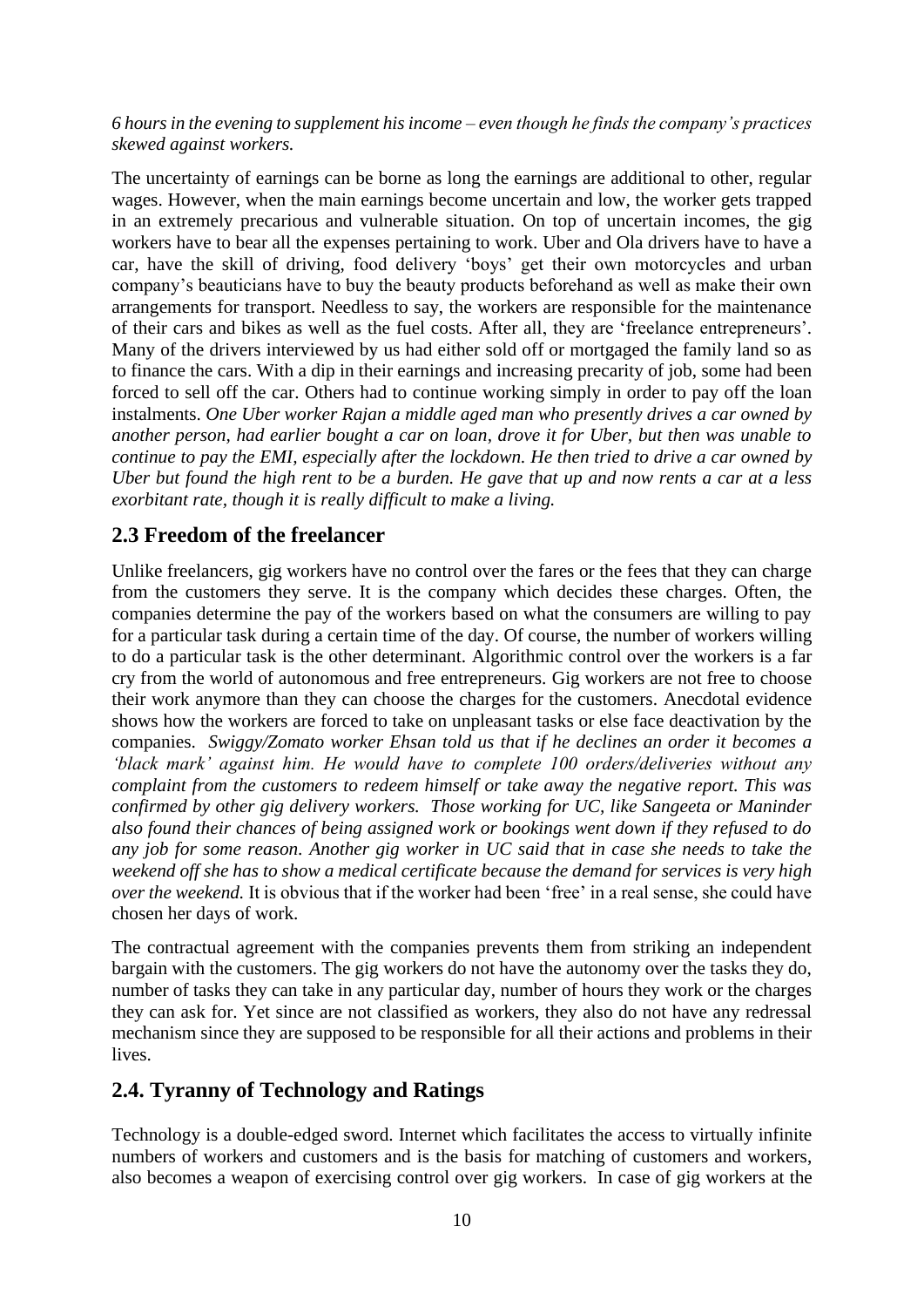*6 hours in the evening to supplement his income – even though he finds the company's practices skewed against workers.*

The uncertainty of earnings can be borne as long the earnings are additional to other, regular wages. However, when the main earnings become uncertain and low, the worker gets trapped in an extremely precarious and vulnerable situation. On top of uncertain incomes, the gig workers have to bear all the expenses pertaining to work. Uber and Ola drivers have to have a car, have the skill of driving, food delivery 'boys' get their own motorcycles and urban company's beauticians have to buy the beauty products beforehand as well as make their own arrangements for transport. Needless to say, the workers are responsible for the maintenance of their cars and bikes as well as the fuel costs. After all, they are 'freelance entrepreneurs'. Many of the drivers interviewed by us had either sold off or mortgaged the family land so as to finance the cars. With a dip in their earnings and increasing precarity of job, some had been forced to sell off the car. Others had to continue working simply in order to pay off the loan instalments. *One Uber worker Rajan a middle aged man who presently drives a car owned by another person, had earlier bought a car on loan, drove it for Uber, but then was unable to continue to pay the EMI, especially after the lockdown. He then tried to drive a car owned by Uber but found the high rent to be a burden. He gave that up and now rents a car at a less exorbitant rate, though it is really difficult to make a living.*

## 2.3 Freedom of the freelancer

Unlike freelancers, gig workers have no control over the fares or the fees that they can charge from the customers they serve. It is the company which decides these charges. Often, the companies determine the pay of the workers based on what the consumers are willing to pay for a particular task during a certain time of the day. Of course, the number of workers willing to do a particular task is the other determinant. Algorithmic control over the workers is a far cry from the world of autonomous and free entrepreneurs. Gig workers are not free to choose their work anymore than they can choose the charges for the customers. Anecdotal evidence shows how the workers are forced to take on unpleasant tasks or else face deactivation by the companies. *Swiggy/Zomato worker Ehsan told us that if he declines an order it becomes a 'black mark' against him. He would have to complete 100 orders/deliveries without any complaint from the customers to redeem himself or take away the negative report. This was confirmed by other gig delivery workers. Those working for UC, like Sangeeta or Maninder also found their chances of being assigned work or bookings went down if they refused to do any job for some reason. Another gig worker in UC said that in case she needs to take the weekend off she has to show a medical certificate because the demand for services is very high over the weekend.* It is obvious that if the worker had been 'free' in a real sense, she could have chosen her days of work.

The contractual agreement with the companies prevents them from striking an independent bargain with the customers. The gig workers do not have the autonomy over the tasks they do, number of tasks they can take in any particular day, number of hours they work or the charges they can ask for. Yet since are not classified as workers, they also do not have any redressal mechanism since they are supposed to be responsible for all their actions and problems in their lives.

## 2.4. Tyranny of Technology and Ratings

Technology is a double-edged sword. Internet which facilitates the access to virtually infinite numbers of workers and customers and is the basis for matching of customers and workers, also becomes a weapon of exercising control over gig workers. In case of gig workers at the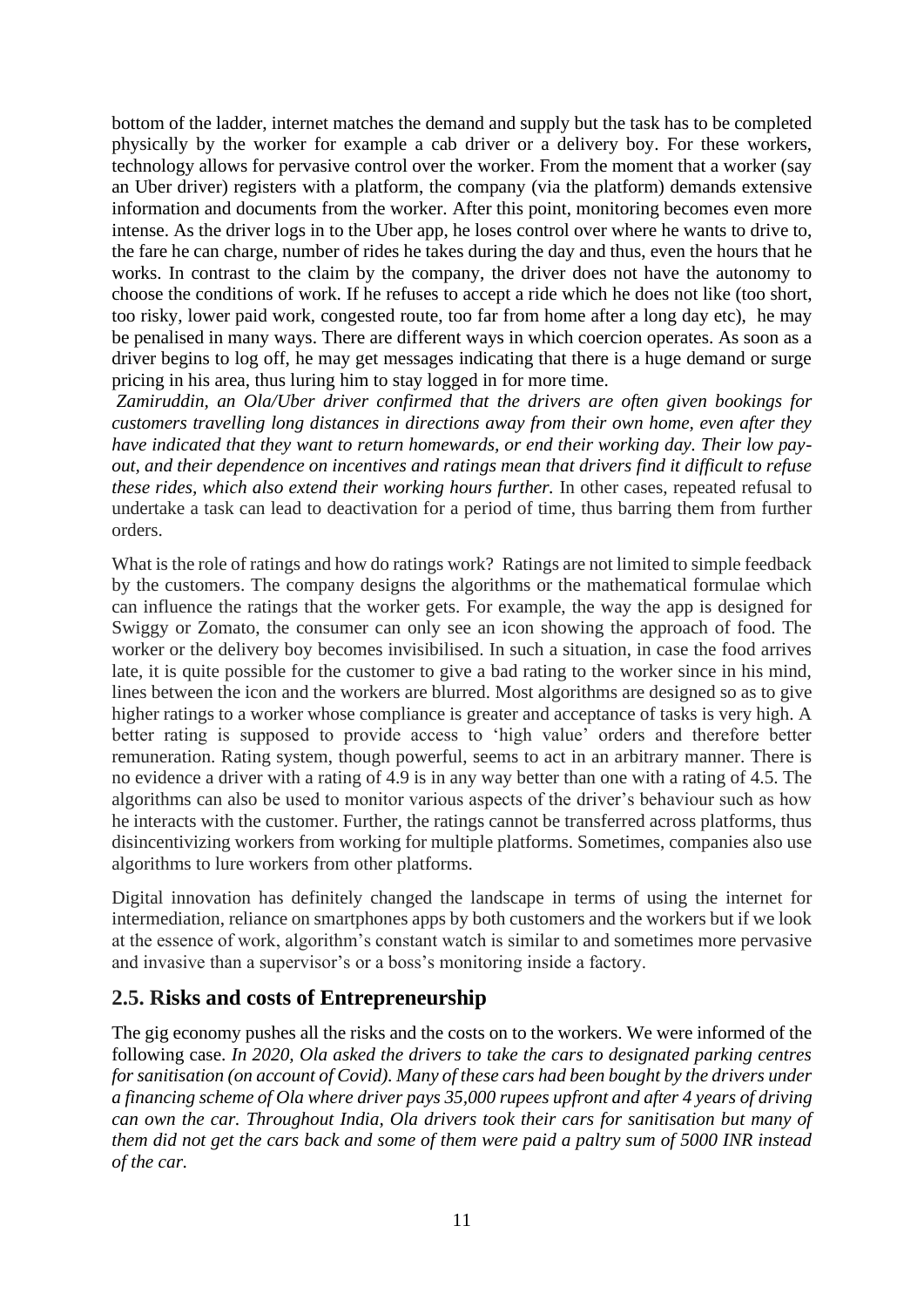bottom of the ladder, internet matches the demand and supply but the task has to be completed physically by the worker for example a cab driver or a delivery boy. For these workers, technology allows for pervasive control over the worker. From the moment that a worker (say an Uber driver) registers with a platform, the company (via the platform) demands extensive information and documents from the worker. After this point, monitoring becomes even more intense. As the driver logs in to the Uber app, he loses control over where he wants to drive to, the fare he can charge, number of rides he takes during the day and thus, even the hours that he works. In contrast to the claim by the company, the driver does not have the autonomy to choose the conditions of work. If he refuses to accept a ride which he does not like (too short, too risky, lower paid work, congested route, too far from home after a long day etc), he may be penalised in many ways. There are different ways in which coercion operates. As soon as a driver begins to log off, he may get messages indicating that there is a huge demand or surge pricing in his area, thus luring him to stay logged in for more time.

*Zamiruddin, an Ola/Uber driver confirmed that the drivers are often given bookings for customers travelling long distances in directions away from their own home, even after they have indicated that they want to return homewards, or end their working day. Their low pay-out, and their dependence on incentives and ratings mean that drivers find it difficult to refuse these rides, which also extend their working hours further.* In other cases, repeated refusal to undertake a task can lead to deactivation for a period of time, thus barring them from further orders.

What is the role of ratings and how do ratings work? Ratings are not limited to simple feedback by the customers. The company designs the algorithms or the mathematical formulae which can influence the ratings that the worker gets. For example, the way the app is designed for Swiggy or Zomato, the consumer can only see an icon showing the approach of food. The worker or the delivery boy becomes invisibilised. In such a situation, in case the food arrives late, it is quite possible for the customer to give a bad rating to the worker since in his mind, lines between the icon and the workers are blurred. Most algorithms are designed so as to give higher ratings to a worker whose compliance is greater and acceptance of tasks is very high. A better rating is supposed to provide access to 'high value' orders and therefore better remuneration. Rating system, though powerful, seems to act in an arbitrary manner. There is no evidence a driver with a rating of 4.9 is in any way better than one with a rating of 4.5. The algorithms can also be used to monitor various aspects of the driver's behaviour such as how he interacts with the customer. Further, the ratings cannot be transferred across platforms, thus disincentivizing workers from working for multiple platforms. Sometimes, companies also use algorithms to lure workers from other platforms.

Digital innovation has definitely changed the landscape in terms of using the internet for intermediation, reliance on smartphones apps by both customers and the workers but if we look at the essence of work, algorithm's constant watch is similar to and sometimes more pervasive and invasive than a supervisor's or a boss's monitoring inside a factory.

## 2.5. Risks and costs of Entrepreneurship

The gig economy pushes all the risks and the costs on to the workers. We were informed of the following case. *In 2020, Ola asked the drivers to take the cars to designated parking centres for sanitisation (on account of Covid). Many of these cars had been bought by the drivers under a financing scheme of Ola where driver pays 35,000 rupees upfront and after 4 years of driving can own the car. Throughout India, Ola drivers took their cars for sanitisation but many of them did not get the cars back and some of them were paid a paltry sum of 5000 INR instead of the car.*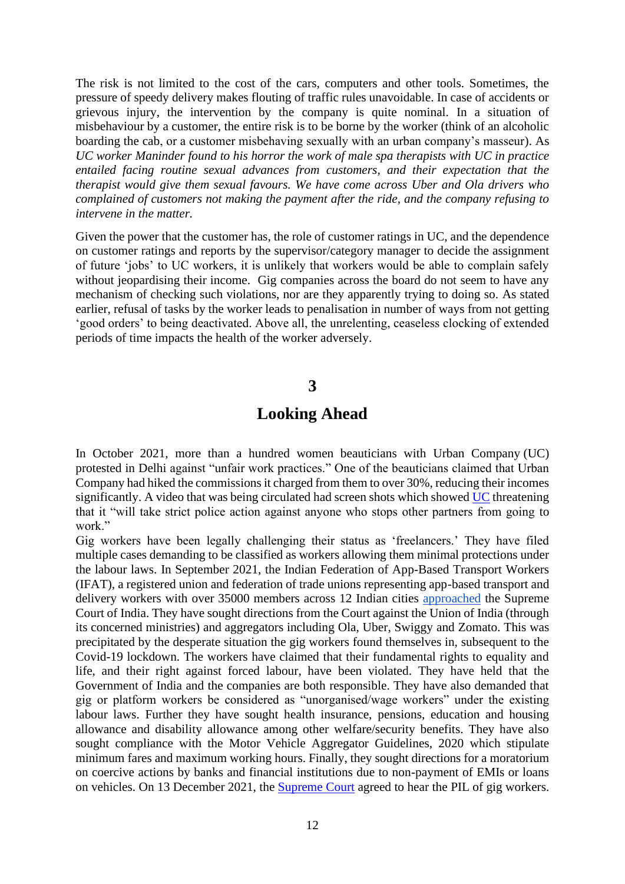The risk is not limited to the cost of the cars, computers and other tools. Sometimes, the pressure of speedy delivery makes flouting of traffic rules unavoidable. In case of accidents or grievous injury, the intervention by the company is quite nominal. In a situation of misbehaviour by a customer, the entire risk is to be borne by the worker (think of an alcoholic boarding the cab, or a customer misbehaving sexually with an urban company's masseur). As *UC worker Maninder found to his horror the work of male spa therapists with UC in practice entailed facing routine sexual advances from customers, and their expectation that the therapist would give them sexual favours. We have come across Uber and Ola drivers who complained of customers not making the payment after the ride, and the company refusing to intervene in the matter.*

Given the power that the customer has, the role of customer ratings in UC, and the dependence on customer ratings and reports by the supervisor/category manager to decide the assignment of future 'jobs' to UC workers, it is unlikely that workers would be able to complain safely without jeopardising their income. Gig companies across the board do not seem to have any mechanism of checking such violations, nor are they apparently trying to doing so. As stated earlier, refusal of tasks by the worker leads to penalisation in number of ways from not getting 'good orders' to being deactivated. Above all, the unrelenting, ceaseless clocking of extended periods of time impacts the health of the worker adversely.

# 3

# Looking Ahead

In October 2021, more than a hundred women beauticians with Urban Company (UC) protested in Delhi against "unfair work practices." One of the beauticians claimed that Urban Company had hiked the commissions it charged from them to over 30%, reducing their incomes significantly. A video that was being circulated had screen shots which showed UC threatening that it "will take strict police action against anyone who stops other partners from going to work."

Gig workers have been legally challenging their status as 'freelancers.' They have filed multiple cases demanding to be classified as workers allowing them minimal protections under the labour laws. In September 2021, the Indian Federation of App-Based Transport Workers (IFAT), a registered union and federation of trade unions representing app-based transport and delivery workers with over 35000 members across 12 Indian cities approached the Supreme Court of India. They have sought directions from the Court against the Union of India (through its concerned ministries) and aggregators including Ola, Uber, Swiggy and Zomato. This was precipitated by the desperate situation the gig workers found themselves in, subsequent to the Covid-19 lockdown. The workers have claimed that their fundamental rights to equality and life, and their right against forced labour, have been violated. They have held that the Government of India and the companies are both responsible. They have also demanded that gig or platform workers be considered as "unorganised/wage workers" under the existing labour laws. Further they have sought health insurance, pensions, education and housing allowance and disability allowance among other welfare/security benefits. They have also sought compliance with the Motor Vehicle Aggregator Guidelines, 2020 which stipulate minimum fares and maximum working hours. Finally, they sought directions for a moratorium on coercive actions by banks and financial institutions due to non-payment of EMIs or loans on vehicles. On 13 December 2021, the Supreme Court agreed to hear the PIL of gig workers.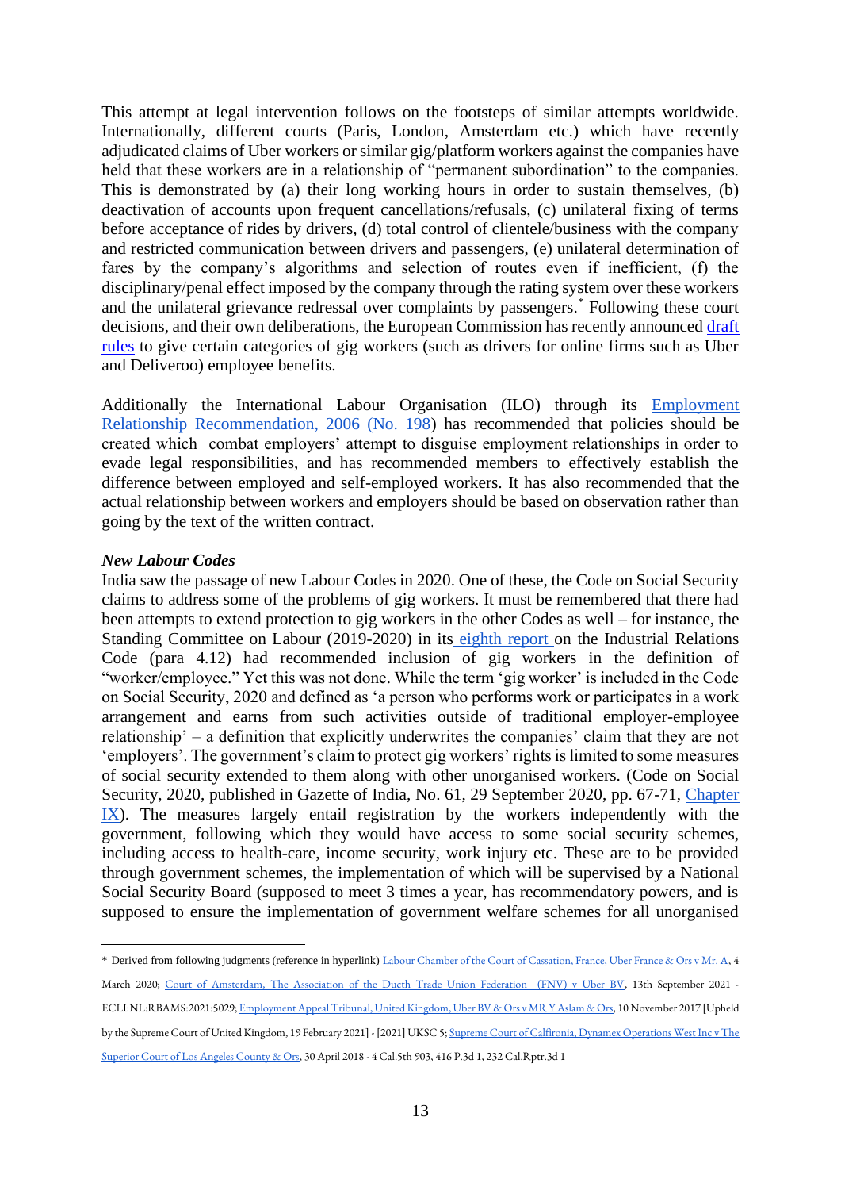This attempt at legal intervention follows on the footsteps of similar attempts worldwide. Internationally, different courts (Paris, London, Amsterdam etc.) which have recently adjudicated claims of Uber workers or similar gig/platform workers against the companies have held that these workers are in a relationship of "permanent subordination" to the companies. This is demonstrated by (a) their long working hours in order to sustain themselves, (b) deactivation of accounts upon frequent cancellations/refusals, (c) unilateral fixing of terms before acceptance of rides by drivers, (d) total control of clientele/business with the company and restricted communication between drivers and passengers, (e) unilateral determination of fares by the company's algorithms and selection of routes even if inefficient, (f) the disciplinary/penal effect imposed by the company through the rating system over these workers and the unilateral grievance redressal over complaints by passengers.* Following these court decisions, and their own deliberations, the European Commission has recently announced draft rules to give certain categories of gig workers (such as drivers for online firms such as Uber and Deliveroo) employee benefits.

Additionally the International Labour Organisation (ILO) through its Employment Relationship Recommendation, 2006 (No. 198) has recommended that policies should be created which combat employers' attempt to disguise employment relationships in order to evade legal responsibilities, and has recommended members to effectively establish the difference between employed and self-employed workers. It has also recommended that the actual relationship between workers and employers should be based on observation rather than going by the text of the written contract.

***New Labour Codes***

India saw the passage of new Labour Codes in 2020. One of these, the Code on Social Security claims to address some of the problems of gig workers. It must be remembered that there had been attempts to extend protection to gig workers in the other Codes as well – for instance, the Standing Committee on Labour (2019-2020) in its eighth report on the Industrial Relations Code (para 4.12) had recommended inclusion of gig workers in the definition of "worker/employee." Yet this was not done. While the term 'gig worker' is included in the Code on Social Security, 2020 and defined as 'a person who performs work or participates in a work arrangement and earns from such activities outside of traditional employer-employee relationship' – a definition that explicitly underwrites the companies' claim that they are not 'employers'. The government's claim to protect gig workers' rights is limited to some measures of social security extended to them along with other unorganised workers. (Code on Social Security, 2020, published in Gazette of India, No. 61, 29 September 2020, pp. 67-71, Chapter IX). The measures largely entail registration by the workers independently with the government, following which they would have access to some social security schemes, including access to health-care, income security, work injury etc. These are to be provided through government schemes, the implementation of which will be supervised by a National Social Security Board (supposed to meet 3 times a year, has recommendatory powers, and is supposed to ensure the implementation of government welfare schemes for all unorganised

---

* Derived from following judgments (reference in hyperlink) Labour Chamber of the Court of Cassation, France, Uber France & Ors v Mr. A, 4 March 2020; Court of Amsterdam, The Association of the Ducth Trade Union Federation (FNV) v Uber BV, 13th September 2021 - ECLI:NL:RBAMS:2021:5029; Employment Appeal Tribunal, United Kingdom, Uber BV & Ors v MR Y Aslam & Ors, 10 November 2017 [Upheld by the Supreme Court of United Kingdom, 19 February 2021] - [2021] UKSC 5; Supreme Court of Calfironia, Dynamex Operations West Inc v The Superior Court of Los Angeles County & Ors, 30 April 2018 - 4 Cal.5th 903, 416 P.3d 1, 232 Cal.Rptr.3d 1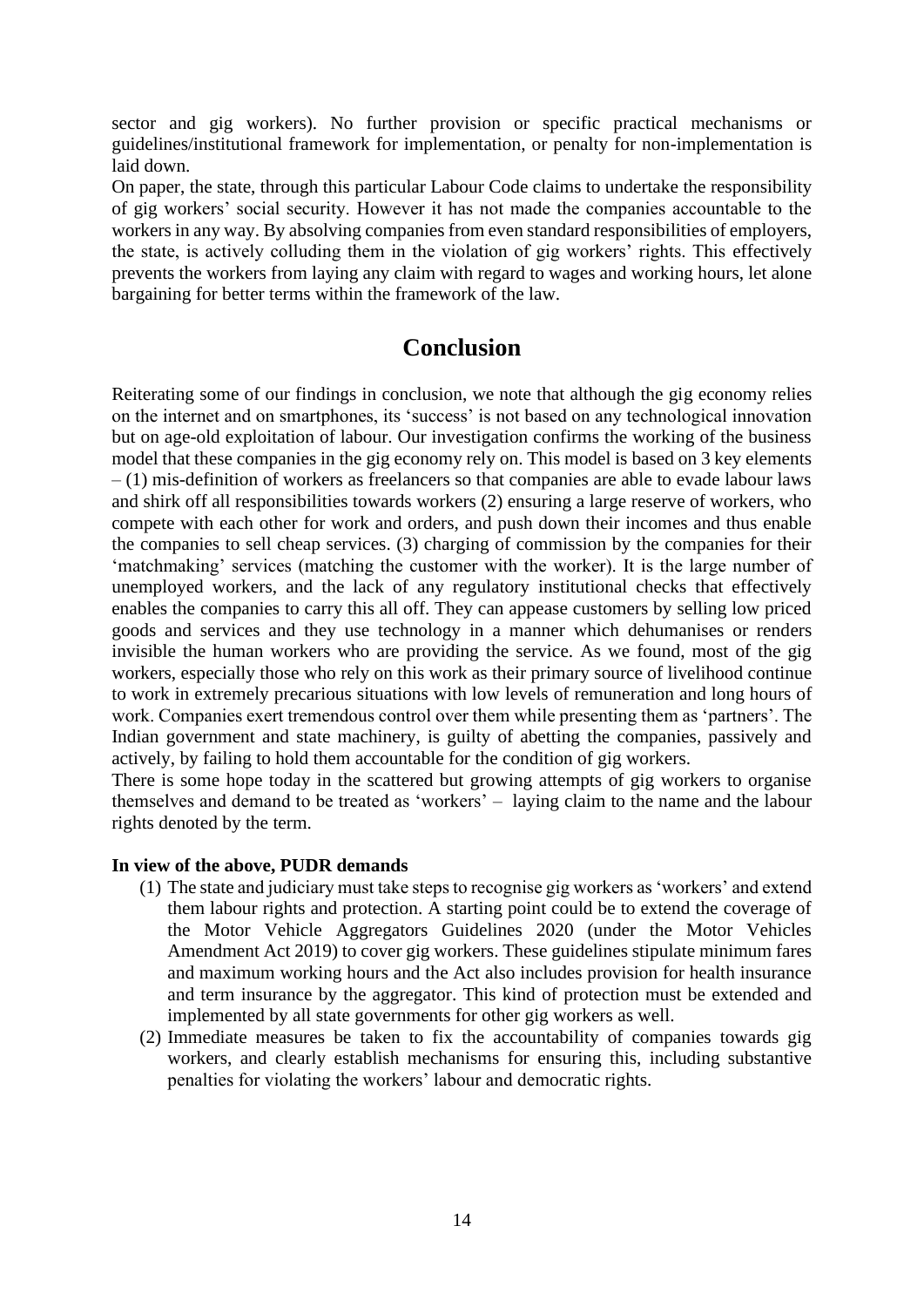sector and gig workers). No further provision or specific practical mechanisms or guidelines/institutional framework for implementation, or penalty for non-implementation is laid down.

On paper, the state, through this particular Labour Code claims to undertake the responsibility of gig workers' social security. However it has not made the companies accountable to the workers in any way. By absolving companies from even standard responsibilities of employers, the state, is actively colluding them in the violation of gig workers' rights. This effectively prevents the workers from laying any claim with regard to wages and working hours, let alone bargaining for better terms within the framework of the law.

## Conclusion

Reiterating some of our findings in conclusion, we note that although the gig economy relies on the internet and on smartphones, its 'success' is not based on any technological innovation but on age-old exploitation of labour. Our investigation confirms the working of the business model that these companies in the gig economy rely on. This model is based on 3 key elements – (1) mis-definition of workers as freelancers so that companies are able to evade labour laws and shirk off all responsibilities towards workers (2) ensuring a large reserve of workers, who compete with each other for work and orders, and push down their incomes and thus enable the companies to sell cheap services. (3) charging of commission by the companies for their 'matchmaking' services (matching the customer with the worker). It is the large number of unemployed workers, and the lack of any regulatory institutional checks that effectively enables the companies to carry this all off. They can appease customers by selling low priced goods and services and they use technology in a manner which dehumanises or renders invisible the human workers who are providing the service. As we found, most of the gig workers, especially those who rely on this work as their primary source of livelihood continue to work in extremely precarious situations with low levels of remuneration and long hours of work. Companies exert tremendous control over them while presenting them as 'partners'. The Indian government and state machinery, is guilty of abetting the companies, passively and actively, by failing to hold them accountable for the condition of gig workers.

There is some hope today in the scattered but growing attempts of gig workers to organise themselves and demand to be treated as 'workers' – laying claim to the name and the labour rights denoted by the term.

**In view of the above, PUDR demands**

1. The state and judiciary must take steps to recognise gig workers as 'workers' and extend them labour rights and protection. A starting point could be to extend the coverage of the Motor Vehicle Aggregators Guidelines 2020 (under the Motor Vehicles Amendment Act 2019) to cover gig workers. These guidelines stipulate minimum fares and maximum working hours and the Act also includes provision for health insurance and term insurance by the aggregator. This kind of protection must be extended and implemented by all state governments for other gig workers as well.
2. Immediate measures be taken to fix the accountability of companies towards gig workers, and clearly establish mechanisms for ensuring this, including substantive penalties for violating the workers' labour and democratic rights.